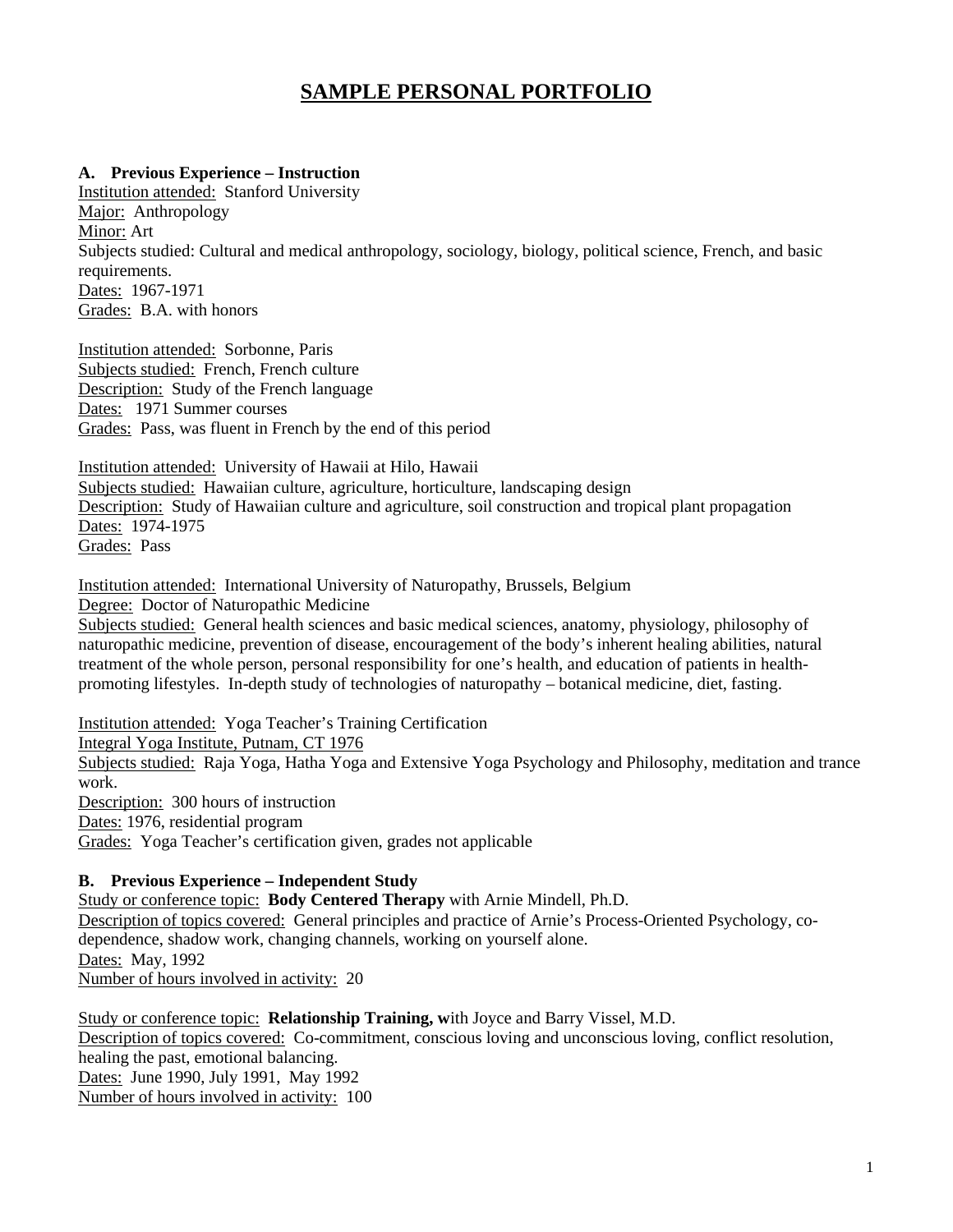# SAMPLE PERSONAL PORTFOLIO

**A. Previous Experience – Instruction**

Institution attended: Stanford University
Major: Anthropology
Minor: Art
Subjects studied: Cultural and medical anthropology, sociology, biology, political science, French, and basic requirements.
Dates: 1967-1971
Grades: B.A. with honors

Institution attended: Sorbonne, Paris
Subjects studied: French, French culture
Description: Study of the French language
Dates: 1971 Summer courses
Grades: Pass, was fluent in French by the end of this period

Institution attended: University of Hawaii at Hilo, Hawaii
Subjects studied: Hawaiian culture, agriculture, horticulture, landscaping design
Description: Study of Hawaiian culture and agriculture, soil construction and tropical plant propagation
Dates: 1974-1975
Grades: Pass

Institution attended: International University of Naturopathy, Brussels, Belgium
Degree: Doctor of Naturopathic Medicine
Subjects studied: General health sciences and basic medical sciences, anatomy, physiology, philosophy of naturopathic medicine, prevention of disease, encouragement of the body's inherent healing abilities, natural treatment of the whole person, personal responsibility for one's health, and education of patients in health-promoting lifestyles. In-depth study of technologies of naturopathy – botanical medicine, diet, fasting.

Institution attended: Yoga Teacher's Training Certification
Integral Yoga Institute, Putnam, CT 1976
Subjects studied: Raja Yoga, Hatha Yoga and Extensive Yoga Psychology and Philosophy, meditation and trance work.
Description: 300 hours of instruction
Dates: 1976, residential program
Grades: Yoga Teacher's certification given, grades not applicable

**B. Previous Experience – Independent Study**

Study or conference topic: **Body Centered Therapy** with Arnie Mindell, Ph.D.
Description of topics covered: General principles and practice of Arnie's Process-Oriented Psychology, co-dependence, shadow work, changing channels, working on yourself alone.
Dates: May, 1992
Number of hours involved in activity: 20

Study or conference topic: **Relationship Training, w**ith Joyce and Barry Vissel, M.D.
Description of topics covered: Co-commitment, conscious loving and unconscious loving, conflict resolution, healing the past, emotional balancing.
Dates: June 1990, July 1991, May 1992
Number of hours involved in activity: 100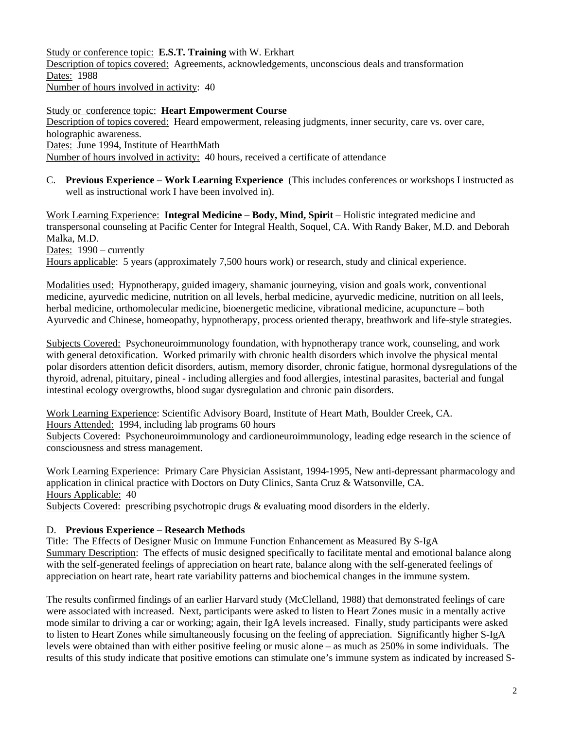Study or conference topic: **E.S.T. Training** with W. Erkhart
Description of topics covered: Agreements, acknowledgements, unconscious deals and transformation
Dates: 1988
Number of hours involved in activity: 40

Study or conference topic: **Heart Empowerment Course**
Description of topics covered: Heard empowerment, releasing judgments, inner security, care vs. over care, holographic awareness.
Dates: June 1994, Institute of HearthMath
Number of hours involved in activity: 40 hours, received a certificate of attendance

C. **Previous Experience – Work Learning Experience** (This includes conferences or workshops I instructed as well as instructional work I have been involved in).

Work Learning Experience: **Integral Medicine – Body, Mind, Spirit** – Holistic integrated medicine and transpersonal counseling at Pacific Center for Integral Health, Soquel, CA. With Randy Baker, M.D. and Deborah Malka, M.D.
Dates: 1990 – currently
Hours applicable: 5 years (approximately 7,500 hours work) or research, study and clinical experience.

Modalities used: Hypnotherapy, guided imagery, shamanic journeying, vision and goals work, conventional medicine, ayurvedic medicine, nutrition on all levels, herbal medicine, ayurvedic medicine, nutrition on all leels, herbal medicine, orthomolecular medicine, bioenergetic medicine, vibrational medicine, acupuncture – both Ayurvedic and Chinese, homeopathy, hypnotherapy, process oriented therapy, breathwork and life-style strategies.

Subjects Covered: Psychoneuroimmunology foundation, with hypnotherapy trance work, counseling, and work with general detoxification. Worked primarily with chronic health disorders which involve the physical mental polar disorders attention deficit disorders, autism, memory disorder, chronic fatigue, hormonal dysregulations of the thyroid, adrenal, pituitary, pineal - including allergies and food allergies, intestinal parasites, bacterial and fungal intestinal ecology overgrowths, blood sugar dysregulation and chronic pain disorders.

Work Learning Experience: Scientific Advisory Board, Institute of Heart Math, Boulder Creek, CA.
Hours Attended: 1994, including lab programs 60 hours
Subjects Covered: Psychoneuroimmunology and cardioneuroimmunology, leading edge research in the science of consciousness and stress management.

Work Learning Experience: Primary Care Physician Assistant, 1994-1995, New anti-depressant pharmacology and application in clinical practice with Doctors on Duty Clinics, Santa Cruz & Watsonville, CA.
Hours Applicable: 40
Subjects Covered: prescribing psychotropic drugs & evaluating mood disorders in the elderly.

D. **Previous Experience – Research Methods**
Title: The Effects of Designer Music on Immune Function Enhancement as Measured By S-IgA
Summary Description: The effects of music designed specifically to facilitate mental and emotional balance along with the self-generated feelings of appreciation on heart rate, balance along with the self-generated feelings of appreciation on heart rate, heart rate variability patterns and biochemical changes in the immune system.

The results confirmed findings of an earlier Harvard study (McClelland, 1988) that demonstrated feelings of care were associated with increased. Next, participants were asked to listen to Heart Zones music in a mentally active mode similar to driving a car or working; again, their IgA levels increased. Finally, study participants were asked to listen to Heart Zones while simultaneously focusing on the feeling of appreciation. Significantly higher S-IgA levels were obtained than with either positive feeling or music alone – as much as 250% in some individuals. The results of this study indicate that positive emotions can stimulate one's immune system as indicated by increased S-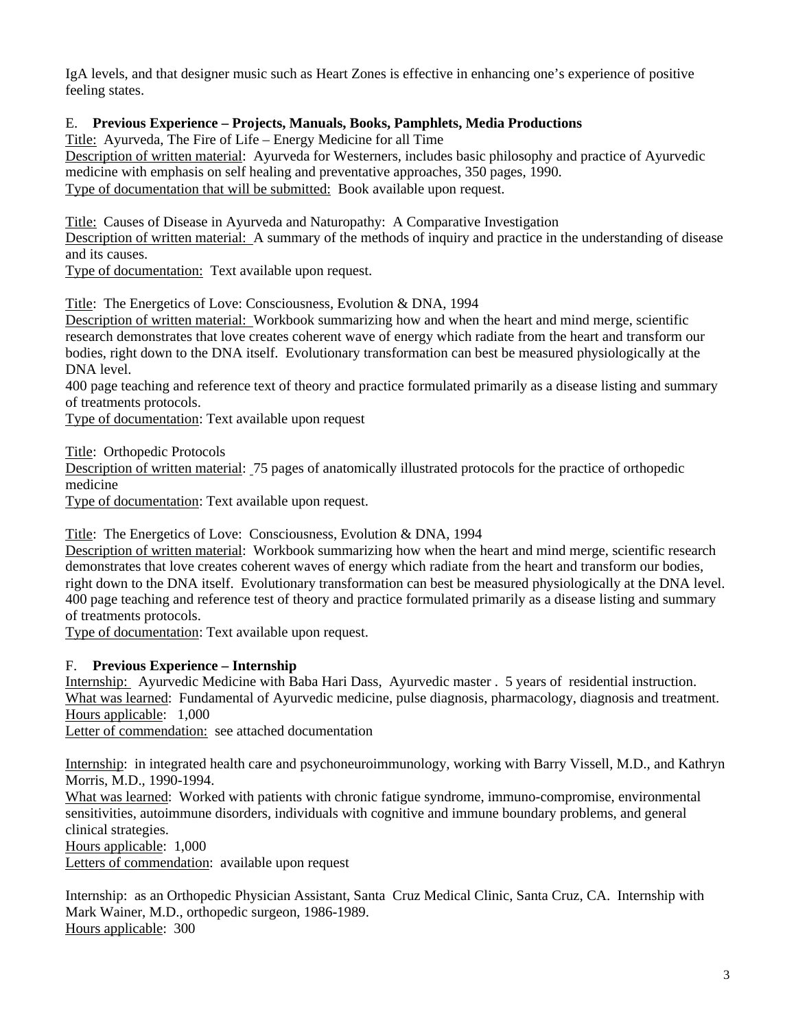IgA levels, and that designer music such as Heart Zones is effective in enhancing one's experience of positive feeling states.

E. **Previous Experience – Projects, Manuals, Books, Pamphlets, Media Productions**

Title: Ayurveda, The Fire of Life – Energy Medicine for all Time

Description of written material: Ayurveda for Westerners, includes basic philosophy and practice of Ayurvedic medicine with emphasis on self healing and preventative approaches, 350 pages, 1990.

Type of documentation that will be submitted: Book available upon request.

Title: Causes of Disease in Ayurveda and Naturopathy: A Comparative Investigation

Description of written material: A summary of the methods of inquiry and practice in the understanding of disease and its causes.

Type of documentation: Text available upon request.

Title: The Energetics of Love: Consciousness, Evolution & DNA, 1994

Description of written material: Workbook summarizing how and when the heart and mind merge, scientific research demonstrates that love creates coherent wave of energy which radiate from the heart and transform our bodies, right down to the DNA itself. Evolutionary transformation can best be measured physiologically at the DNA level.

400 page teaching and reference text of theory and practice formulated primarily as a disease listing and summary of treatments protocols.

Type of documentation: Text available upon request

Title: Orthopedic Protocols

Description of written material: 75 pages of anatomically illustrated protocols for the practice of orthopedic medicine

Type of documentation: Text available upon request.

Title: The Energetics of Love: Consciousness, Evolution & DNA, 1994

Description of written material: Workbook summarizing how when the heart and mind merge, scientific research demonstrates that love creates coherent waves of energy which radiate from the heart and transform our bodies, right down to the DNA itself. Evolutionary transformation can best be measured physiologically at the DNA level. 400 page teaching and reference test of theory and practice formulated primarily as a disease listing and summary of treatments protocols.

Type of documentation: Text available upon request.

F. **Previous Experience – Internship**

Internship: Ayurvedic Medicine with Baba Hari Dass, Ayurvedic master . 5 years of residential instruction.

What was learned: Fundamental of Ayurvedic medicine, pulse diagnosis, pharmacology, diagnosis and treatment.

Hours applicable: 1,000

Letter of commendation: see attached documentation

Internship: in integrated health care and psychoneuroimmunology, working with Barry Vissell, M.D., and Kathryn Morris, M.D., 1990-1994.

What was learned: Worked with patients with chronic fatigue syndrome, immuno-compromise, environmental sensitivities, autoimmune disorders, individuals with cognitive and immune boundary problems, and general clinical strategies.

Hours applicable: 1,000

Letters of commendation: available upon request

Internship: as an Orthopedic Physician Assistant, Santa Cruz Medical Clinic, Santa Cruz, CA. Internship with Mark Wainer, M.D., orthopedic surgeon, 1986-1989.

Hours applicable: 300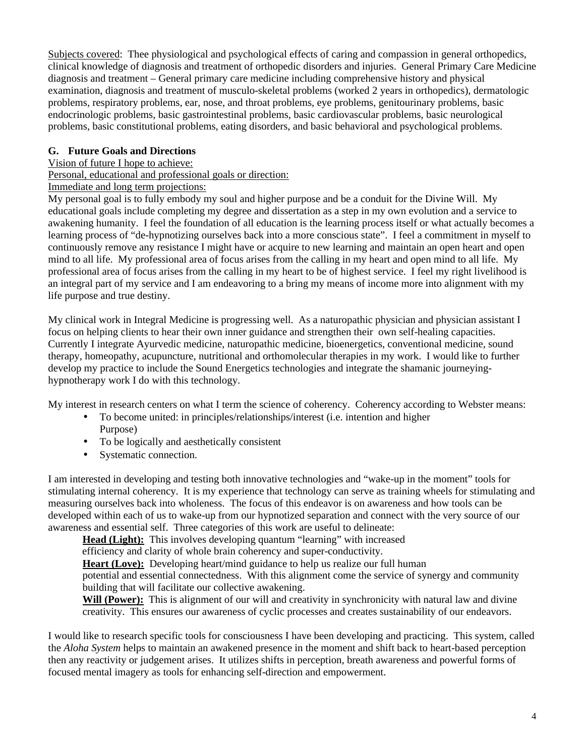Subjects covered: Thee physiological and psychological effects of caring and compassion in general orthopedics, clinical knowledge of diagnosis and treatment of orthopedic disorders and injuries. General Primary Care Medicine diagnosis and treatment – General primary care medicine including comprehensive history and physical examination, diagnosis and treatment of musculo-skeletal problems (worked 2 years in orthopedics), dermatologic problems, respiratory problems, ear, nose, and throat problems, eye problems, genitourinary problems, basic endocrinologic problems, basic gastrointestinal problems, basic cardiovascular problems, basic neurological problems, basic constitutional problems, eating disorders, and basic behavioral and psychological problems.

### G. Future Goals and Directions

Vision of future I hope to achieve:

Personal, educational and professional goals or direction:

Immediate and long term projections:

My personal goal is to fully embody my soul and higher purpose and be a conduit for the Divine Will. My educational goals include completing my degree and dissertation as a step in my own evolution and a service to awakening humanity. I feel the foundation of all education is the learning process itself or what actually becomes a learning process of "de-hypnotizing ourselves back into a more conscious state". I feel a commitment in myself to continuously remove any resistance I might have or acquire to new learning and maintain an open heart and open mind to all life. My professional area of focus arises from the calling in my heart and open mind to all life. My professional area of focus arises from the calling in my heart to be of highest service. I feel my right livelihood is an integral part of my service and I am endeavoring to a bring my means of income more into alignment with my life purpose and true destiny.

My clinical work in Integral Medicine is progressing well. As a naturopathic physician and physician assistant I focus on helping clients to hear their own inner guidance and strengthen their own self-healing capacities. Currently I integrate Ayurvedic medicine, naturopathic medicine, bioenergetics, conventional medicine, sound therapy, homeopathy, acupuncture, nutritional and orthomolecular therapies in my work. I would like to further develop my practice to include the Sound Energetics technologies and integrate the shamanic journeying-hypnotherapy work I do with this technology.

My interest in research centers on what I term the science of coherency. Coherency according to Webster means:

- To become united: in principles/relationships/interest (i.e. intention and higher Purpose)
- To be logically and aesthetically consistent
- Systematic connection.

I am interested in developing and testing both innovative technologies and "wake-up in the moment" tools for stimulating internal coherency. It is my experience that technology can serve as training wheels for stimulating and measuring ourselves back into wholeness. The focus of this endeavor is on awareness and how tools can be developed within each of us to wake-up from our hypnotized separation and connect with the very source of our awareness and essential self. Three categories of this work are useful to delineate:

**Head (Light):** This involves developing quantum "learning" with increased efficiency and clarity of whole brain coherency and super-conductivity.

**Heart (Love):** Developing heart/mind guidance to help us realize our full human potential and essential connectedness. With this alignment come the service of synergy and community building that will facilitate our collective awakening.

**Will (Power):** This is alignment of our will and creativity in synchronicity with natural law and divine creativity. This ensures our awareness of cyclic processes and creates sustainability of our endeavors.

I would like to research specific tools for consciousness I have been developing and practicing. This system, called the *Aloha System* helps to maintain an awakened presence in the moment and shift back to heart-based perception then any reactivity or judgement arises. It utilizes shifts in perception, breath awareness and powerful forms of focused mental imagery as tools for enhancing self-direction and empowerment.